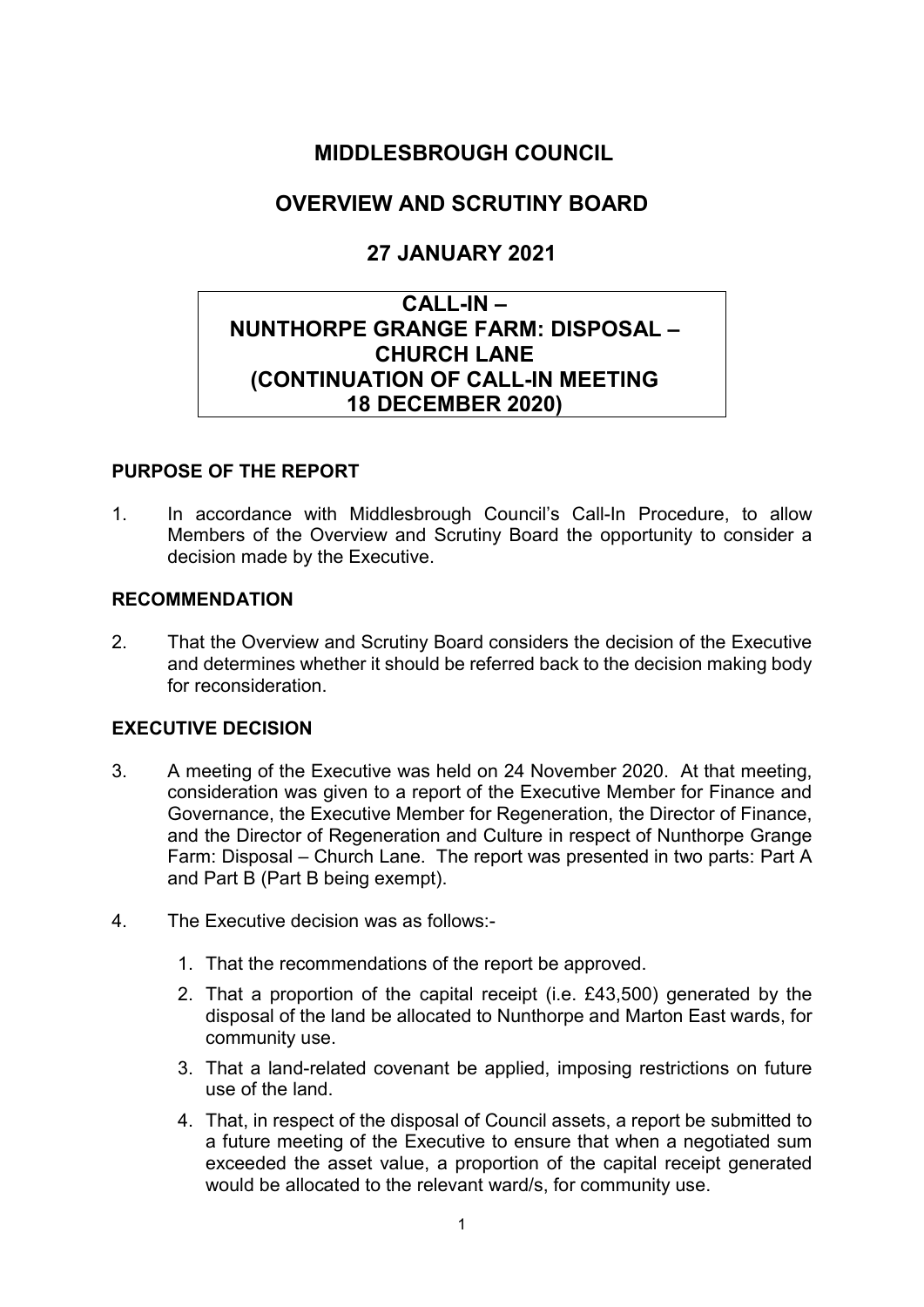# MIDDLESBROUGH COUNCIL

## OVERVIEW AND SCRUTINY BOARD

## 27 JANUARY 2021

**CALL-IN –**
**NUNTHORPE GRANGE FARM: DISPOSAL –**
**CHURCH LANE**
**(CONTINUATION OF CALL-IN MEETING**
**18 DECEMBER 2020)**

### PURPOSE OF THE REPORT

1. In accordance with Middlesbrough Council's Call-In Procedure, to allow Members of the Overview and Scrutiny Board the opportunity to consider a decision made by the Executive.

### RECOMMENDATION

2. That the Overview and Scrutiny Board considers the decision of the Executive and determines whether it should be referred back to the decision making body for reconsideration.

### EXECUTIVE DECISION

3. A meeting of the Executive was held on 24 November 2020. At that meeting, consideration was given to a report of the Executive Member for Finance and Governance, the Executive Member for Regeneration, the Director of Finance, and the Director of Regeneration and Culture in respect of Nunthorpe Grange Farm: Disposal – Church Lane. The report was presented in two parts: Part A and Part B (Part B being exempt).

4. The Executive decision was as follows:-

    1. That the recommendations of the report be approved.
    2. That a proportion of the capital receipt (i.e. £43,500) generated by the disposal of the land be allocated to Nunthorpe and Marton East wards, for community use.
    3. That a land-related covenant be applied, imposing restrictions on future use of the land.
    4. That, in respect of the disposal of Council assets, a report be submitted to a future meeting of the Executive to ensure that when a negotiated sum exceeded the asset value, a proportion of the capital receipt generated would be allocated to the relevant ward/s, for community use.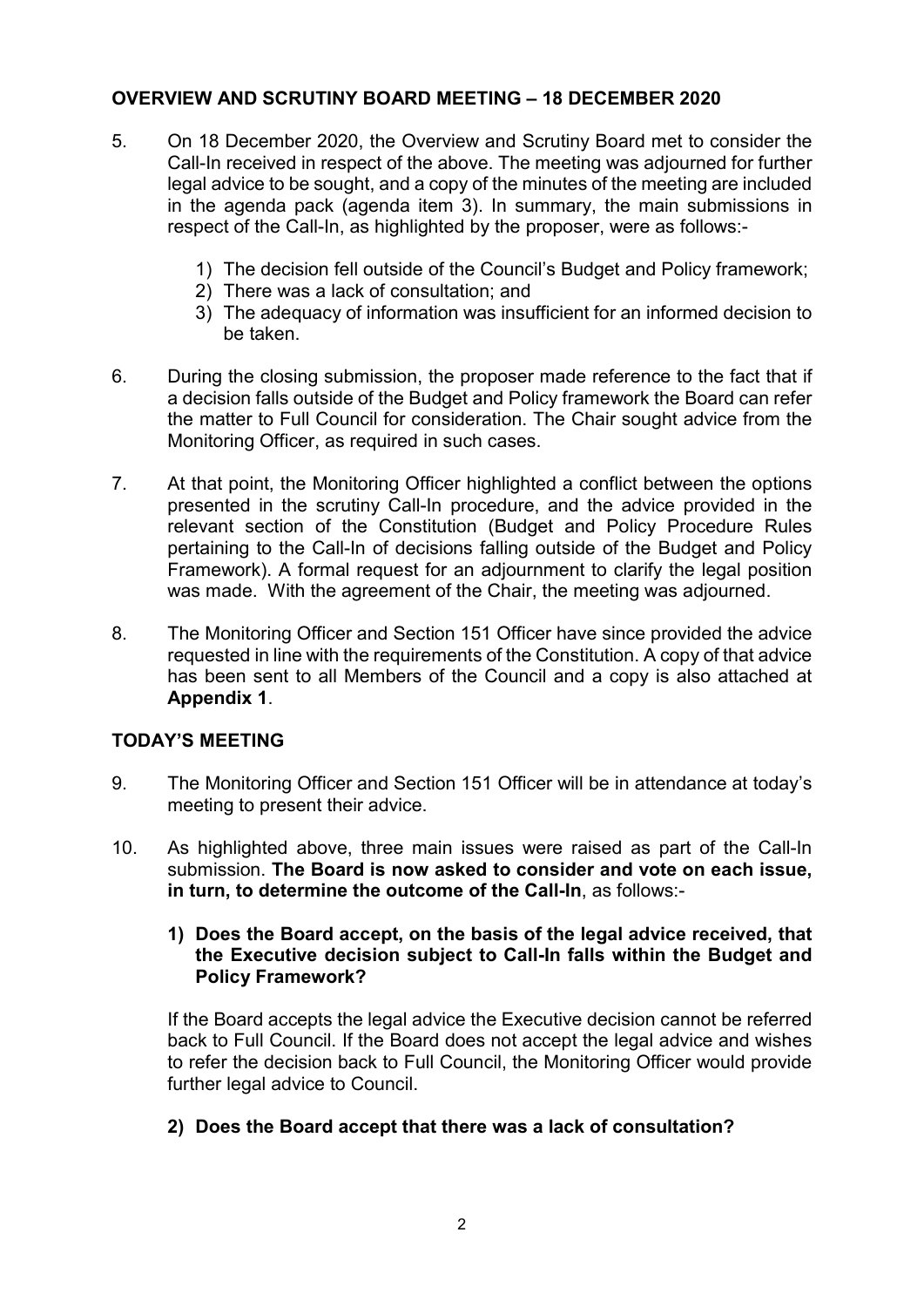## OVERVIEW AND SCRUTINY BOARD MEETING – 18 DECEMBER 2020

5. On 18 December 2020, the Overview and Scrutiny Board met to consider the Call-In received in respect of the above. The meeting was adjourned for further legal advice to be sought, and a copy of the minutes of the meeting are included in the agenda pack (agenda item 3). In summary, the main submissions in respect of the Call-In, as highlighted by the proposer, were as follows:-

   1) The decision fell outside of the Council's Budget and Policy framework;
   2) There was a lack of consultation; and
   3) The adequacy of information was insufficient for an informed decision to be taken.

6. During the closing submission, the proposer made reference to the fact that if a decision falls outside of the Budget and Policy framework the Board can refer the matter to Full Council for consideration. The Chair sought advice from the Monitoring Officer, as required in such cases.

7. At that point, the Monitoring Officer highlighted a conflict between the options presented in the scrutiny Call-In procedure, and the advice provided in the relevant section of the Constitution (Budget and Policy Procedure Rules pertaining to the Call-In of decisions falling outside of the Budget and Policy Framework). A formal request for an adjournment to clarify the legal position was made. With the agreement of the Chair, the meeting was adjourned.

8. The Monitoring Officer and Section 151 Officer have since provided the advice requested in line with the requirements of the Constitution. A copy of that advice has been sent to all Members of the Council and a copy is also attached at **Appendix 1**.

## TODAY'S MEETING

9. The Monitoring Officer and Section 151 Officer will be in attendance at today's meeting to present their advice.

10. As highlighted above, three main issues were raised as part of the Call-In submission. **The Board is now asked to consider and vote on each issue, in turn, to determine the outcome of the Call-In**, as follows:-

    **1) Does the Board accept, on the basis of the legal advice received, that the Executive decision subject to Call-In falls within the Budget and Policy Framework?**

    If the Board accepts the legal advice the Executive decision cannot be referred back to Full Council. If the Board does not accept the legal advice and wishes to refer the decision back to Full Council, the Monitoring Officer would provide further legal advice to Council.

    **2) Does the Board accept that there was a lack of consultation?**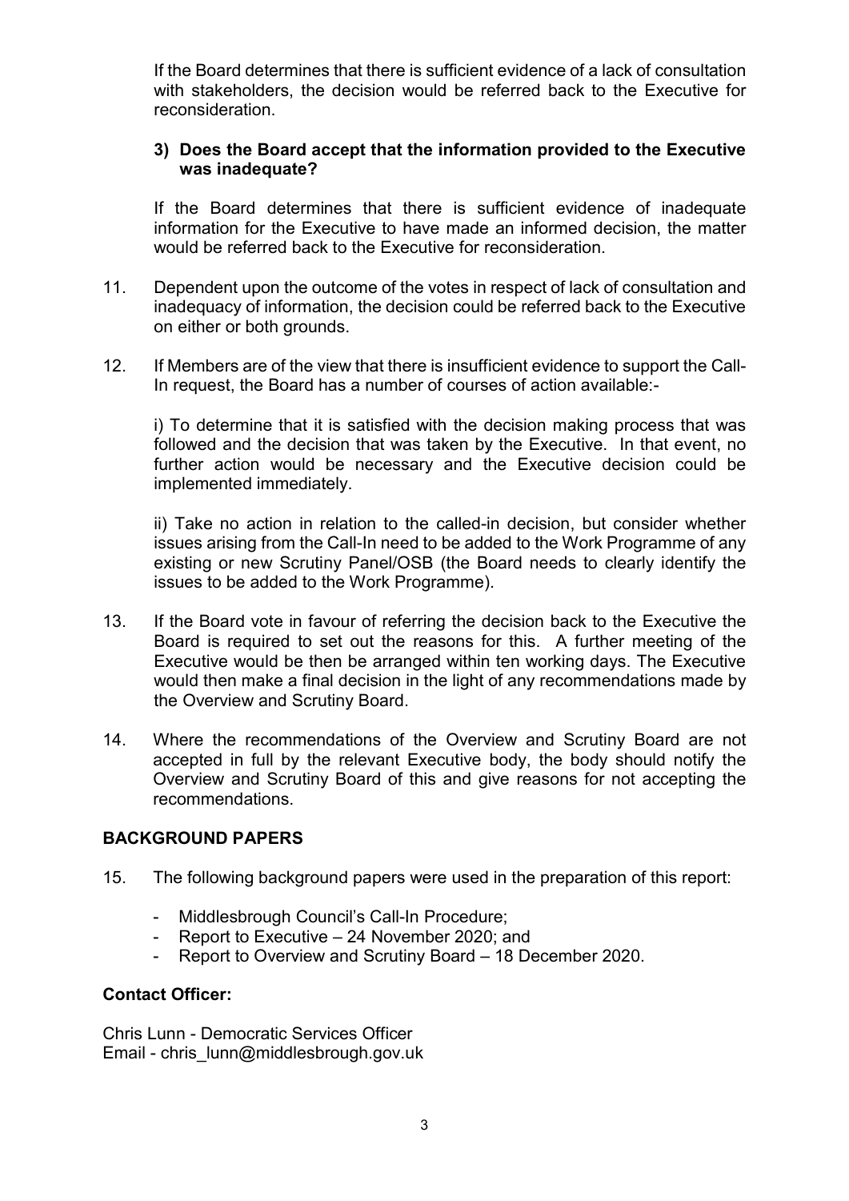If the Board determines that there is sufficient evidence of a lack of consultation with stakeholders, the decision would be referred back to the Executive for reconsideration.

**3) Does the Board accept that the information provided to the Executive was inadequate?**

If the Board determines that there is sufficient evidence of inadequate information for the Executive to have made an informed decision, the matter would be referred back to the Executive for reconsideration.

11. Dependent upon the outcome of the votes in respect of lack of consultation and inadequacy of information, the decision could be referred back to the Executive on either or both grounds.

12. If Members are of the view that there is insufficient evidence to support the Call-In request, the Board has a number of courses of action available:-

    i) To determine that it is satisfied with the decision making process that was followed and the decision that was taken by the Executive. In that event, no further action would be necessary and the Executive decision could be implemented immediately.

    ii) Take no action in relation to the called-in decision, but consider whether issues arising from the Call-In need to be added to the Work Programme of any existing or new Scrutiny Panel/OSB (the Board needs to clearly identify the issues to be added to the Work Programme).

13. If the Board vote in favour of referring the decision back to the Executive the Board is required to set out the reasons for this. A further meeting of the Executive would be then be arranged within ten working days. The Executive would then make a final decision in the light of any recommendations made by the Overview and Scrutiny Board.

14. Where the recommendations of the Overview and Scrutiny Board are not accepted in full by the relevant Executive body, the body should notify the Overview and Scrutiny Board of this and give reasons for not accepting the recommendations.

## BACKGROUND PAPERS

15. The following background papers were used in the preparation of this report:

    - Middlesbrough Council's Call-In Procedure;
    - Report to Executive – 24 November 2020; and
    - Report to Overview and Scrutiny Board – 18 December 2020.

**Contact Officer:**

Chris Lunn - Democratic Services Officer
Email - chris_lunn@middlesbrough.gov.uk